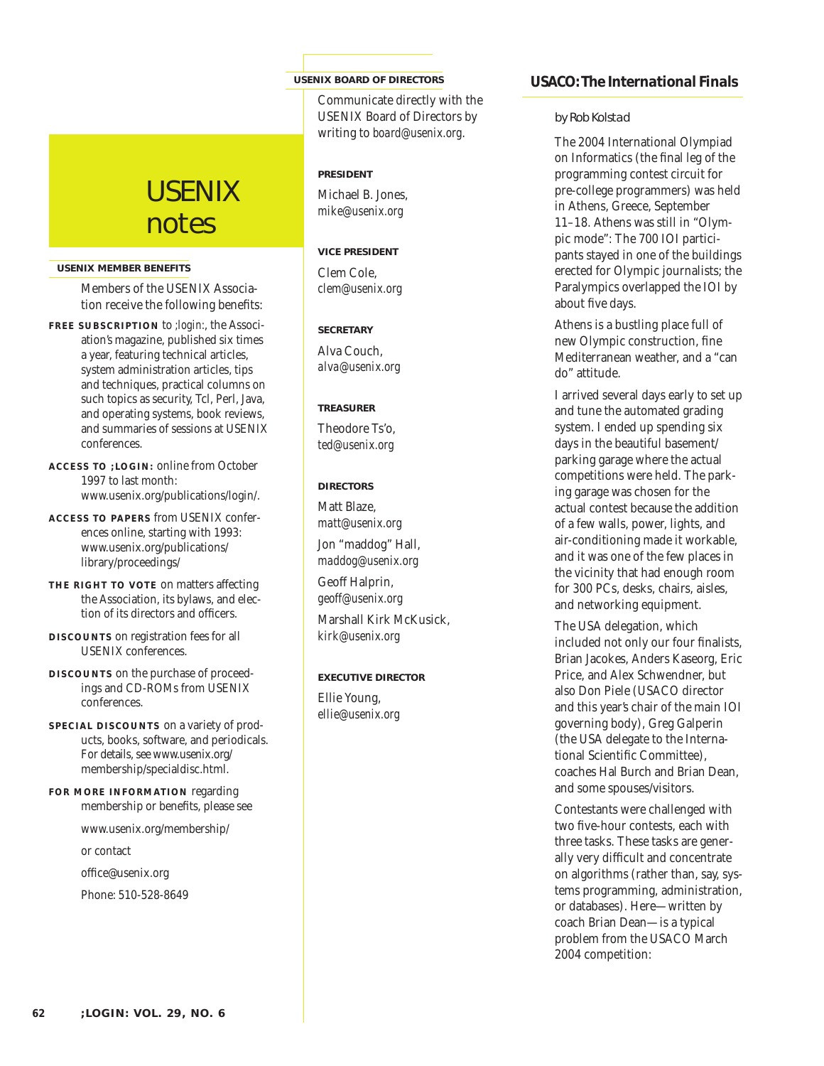# USENIX notes

### USENIX MEMBER BENEFITS

Members of the USENIX Association receive the following benefits:

**FREE SUBSCRIPTION** to *;login:*, the Association's magazine, published six times a year, featuring technical articles, system administration articles, tips and techniques, practical columns on such topics as security, Tcl, Perl, Java, and operating systems, book reviews, and summaries of sessions at USENIX conferences.

**ACCESS TO ;LOGIN:** online from October 1997 to last month: www.usenix.org/publications/login/.

**ACCESS TO PAPERS** from USENIX conferences online, starting with 1993: www.usenix.org/publications/library/proceedings/

**THE RIGHT TO VOTE** on matters affecting the Association, its bylaws, and election of its directors and officers.

**DISCOUNTS** on registration fees for all USENIX conferences.

**DISCOUNTS** on the purchase of proceedings and CD-ROMs from USENIX conferences.

**SPECIAL DISCOUNTS** on a variety of products, books, software, and periodicals. For details, see www.usenix.org/membership/specialdisc.html.

**FOR MORE INFORMATION** regarding membership or benefits, please see

www.usenix.org/membership/

or contact

office@usenix.org

Phone: 510-528-8649

### USENIX BOARD OF DIRECTORS

Communicate directly with the USENIX Board of Directors by writing to *board@usenix.org*.

**PRESIDENT**

Michael B. Jones,
*mike@usenix.org*

**VICE PRESIDENT**

Clem Cole,
*clem@usenix.org*

**SECRETARY**

Alva Couch,
*alva@usenix.org*

**TREASURER**

Theodore Ts'o,
*ted@usenix.org*

**DIRECTORS**

Matt Blaze,
*matt@usenix.org*

Jon "maddog" Hall,
*maddog@usenix.org*

Geoff Halprin,
*geoff@usenix.org*

Marshall Kirk McKusick,
*kirk@usenix.org*

**EXECUTIVE DIRECTOR**

Ellie Young,
*ellie@usenix.org*

## USACO: The International Finals

*by Rob Kolstad*

The 2004 International Olympiad on Informatics (the final leg of the programming contest circuit for pre-college programmers) was held in Athens, Greece, September 11–18. Athens was still in "Olympic mode": The 700 IOI participants stayed in one of the buildings erected for Olympic journalists; the Paralympics overlapped the IOI by about five days.

Athens is a bustling place full of new Olympic construction, fine Mediterranean weather, and a "can do" attitude.

I arrived several days early to set up and tune the automated grading system. I ended up spending six days in the beautiful basement/parking garage where the actual competitions were held. The parking garage was chosen for the actual contest because the addition of a few walls, power, lights, and air-conditioning made it workable, and it was one of the few places in the vicinity that had enough room for 300 PCs, desks, chairs, aisles, and networking equipment.

The USA delegation, which included not only our four finalists, Brian Jacokes, Anders Kaseorg, Eric Price, and Alex Schwendner, but also Don Piele (USACO director and this year's chair of the main IOI governing body), Greg Galperin (the USA delegate to the International Scientific Committee), coaches Hal Burch and Brian Dean, and some spouses/visitors.

Contestants were challenged with two five-hour contests, each with three tasks. These tasks are generally very difficult and concentrate on algorithms (rather than, say, systems programming, administration, or databases). Here—written by coach Brian Dean—is a typical problem from the USACO March 2004 competition: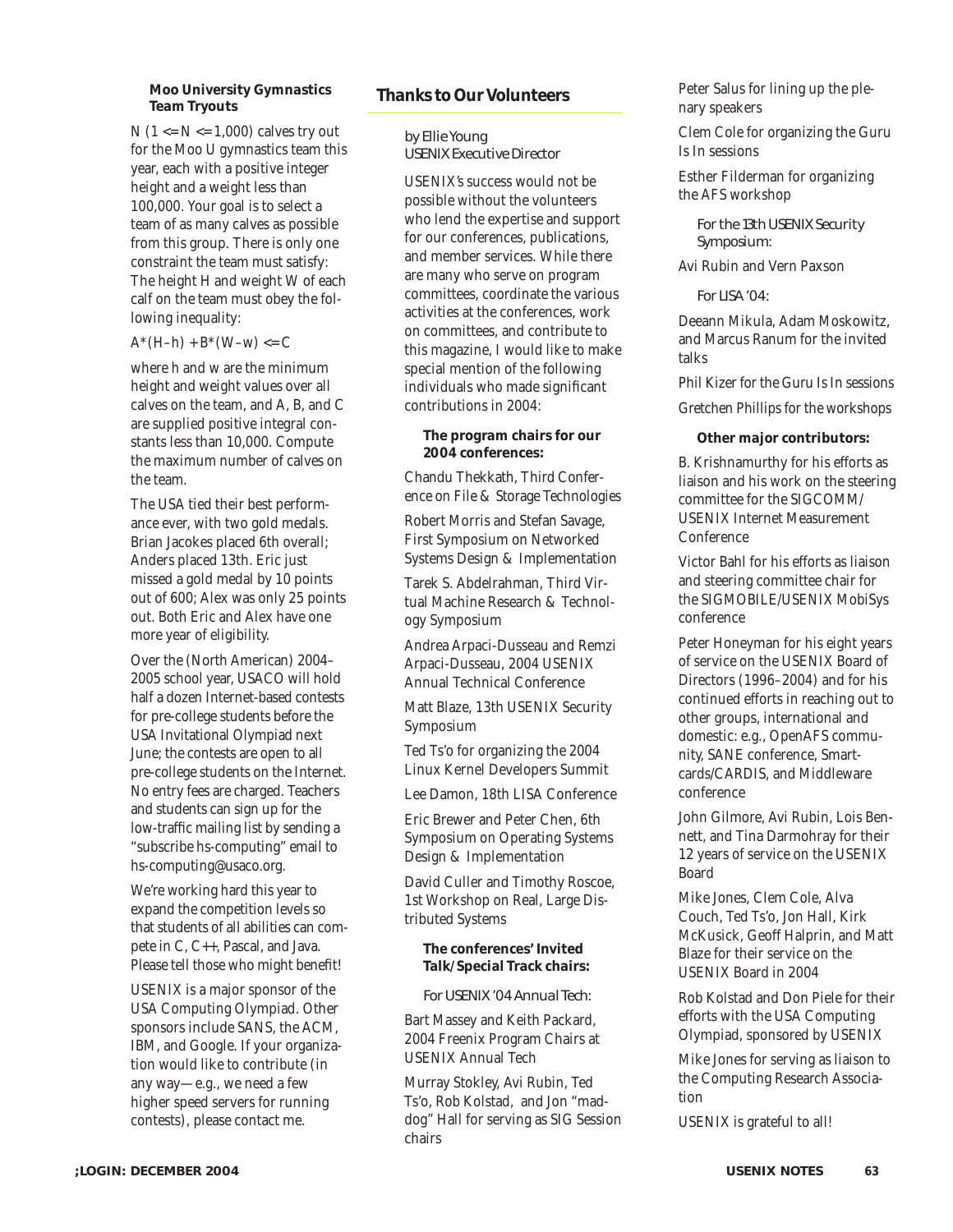**Moo University Gymnastics Team Tryouts**

N ($1 <= N <= 1{,}000$) calves try out for the Moo U gymnastics team this year, each with a positive integer height and a weight less than 100,000. Your goal is to select a team of as many calves as possible from this group. There is only one constraint the team must satisfy: The height H and weight W of each calf on the team must obey the following inequality:

$A^*(H–h) + B^*(W–w) <= C$

where h and w are the minimum height and weight values over all calves on the team, and A, B, and C are supplied positive integral constants less than 10,000. Compute the maximum number of calves on the team.

The USA tied their best performance ever, with two gold medals. Brian Jacokes placed 6th overall; Anders placed 13th. Eric just missed a gold medal by 10 points out of 600; Alex was only 25 points out. Both Eric and Alex have one more year of eligibility.

Over the (North American) 2004–2005 school year, USACO will hold half a dozen Internet-based contests for pre-college students before the USA Invitational Olympiad next June; the contests are open to all pre-college students on the Internet. No entry fees are charged. Teachers and students can sign up for the low-traffic mailing list by sending a "subscribe hs-computing" email to hs-computing@usaco.org.

We're working hard this year to expand the competition levels so that students of all abilities can compete in C, C++, Pascal, and Java. Please tell those who might benefit!

USENIX is a major sponsor of the USA Computing Olympiad. Other sponsors include SANS, the ACM, IBM, and Google. If your organization would like to contribute (in any way—e.g., we need a few higher speed servers for running contests), please contact me.

## Thanks to Our Volunteers

*by Ellie Young*
*USENIX Executive Director*

USENIX's success would not be possible without the volunteers who lend the expertise and support for our conferences, publications, and member services. While there are many who serve on program committees, coordinate the various activities at the conferences, work on committees, and contribute to this magazine, I would like to make special mention of the following individuals who made significant contributions in 2004:

**The program chairs for our 2004 conferences:**

Chandu Thekkath, Third Conference on File & Storage Technologies

Robert Morris and Stefan Savage, First Symposium on Networked Systems Design & Implementation

Tarek S. Abdelrahman, Third Virtual Machine Research & Technology Symposium

Andrea Arpaci-Dusseau and Remzi Arpaci-Dusseau, 2004 USENIX Annual Technical Conference

Matt Blaze, 13th USENIX Security Symposium

Ted Ts'o for organizing the 2004 Linux Kernel Developers Summit

Lee Damon, 18th LISA Conference

Eric Brewer and Peter Chen, 6th Symposium on Operating Systems Design & Implementation

David Culler and Timothy Roscoe, 1st Workshop on Real, Large Distributed Systems

**The conferences' Invited Talk/Special Track chairs:**

*For USENIX '04 Annual Tech:*

Bart Massey and Keith Packard, 2004 Freenix Program Chairs at USENIX Annual Tech

Murray Stokley, Avi Rubin, Ted Ts'o, Rob Kolstad, and Jon "maddog" Hall for serving as SIG Session chairs

Peter Salus for lining up the plenary speakers

Clem Cole for organizing the Guru Is In sessions

Esther Filderman for organizing the AFS workshop

*For the 13th USENIX Security Symposium:*

Avi Rubin and Vern Paxson

*For LISA '04:*

Deeann Mikula, Adam Moskowitz, and Marcus Ranum for the invited talks

Phil Kizer for the Guru Is In sessions

Gretchen Phillips for the workshops

**Other major contributors:**

B. Krishnamurthy for his efforts as liaison and his work on the steering committee for the SIGCOMM/USENIX Internet Measurement Conference

Victor Bahl for his efforts as liaison and steering committee chair for the SIGMOBILE/USENIX MobiSys conference

Peter Honeyman for his eight years of service on the USENIX Board of Directors (1996–2004) and for his continued efforts in reaching out to other groups, international and domestic: e.g., OpenAFS community, SANE conference, Smartcards/CARDIS, and Middleware conference

John Gilmore, Avi Rubin, Lois Bennett, and Tina Darmohray for their 12 years of service on the USENIX Board

Mike Jones, Clem Cole, Alva Couch, Ted Ts'o, Jon Hall, Kirk McKusick, Geoff Halprin, and Matt Blaze for their service on the USENIX Board in 2004

Rob Kolstad and Don Piele for their efforts with the USA Computing Olympiad, sponsored by USENIX

Mike Jones for serving as liaison to the Computing Research Association

USENIX is grateful to all!